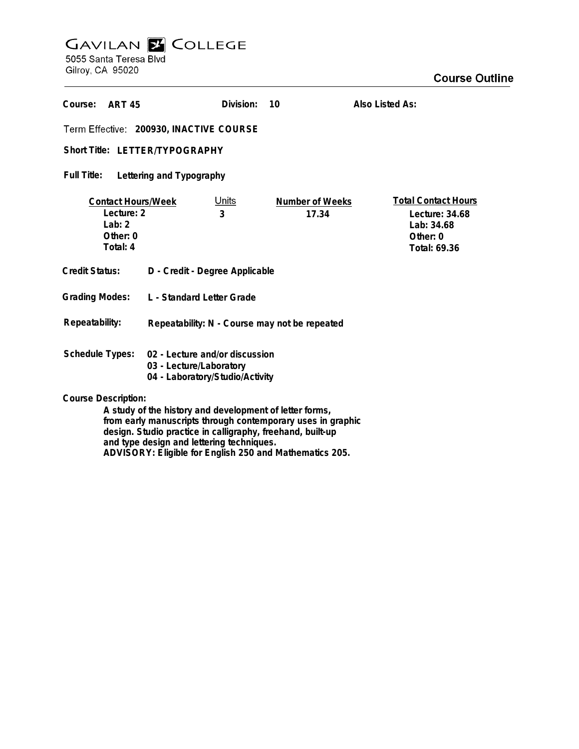# GAVILAN COLLEGE

5055 Santa Teresa Blvd
Gilroy, CA 95020

## Course Outline

**Course:** ART 45 **Division:** 10 **Also Listed As:**

**Term Effective:** 200930, INACTIVE COURSE

**Short Title:** LETTER/TYPOGRAPHY

**Full Title:** Lettering and Typography

| Contact Hours/Week | Units | Number of Weeks | Total Contact Hours |
|---|---|---|---|
| Lecture: 2 | 3 | 17.34 | Lecture: 34.68 |
| Lab: 2 | | | Lab: 34.68 |
| Other: 0 | | | Other: 0 |
| Total: 4 | | | Total: 69.36 |

**Credit Status:** D - Credit - Degree Applicable

**Grading Modes:** L - Standard Letter Grade

**Repeatability:** Repeatability: N - Course may not be repeated

**Schedule Types:**
02 - Lecture and/or discussion
03 - Lecture/Laboratory
04 - Laboratory/Studio/Activity

**Course Description:**

A study of the history and development of letter forms, from early manuscripts through contemporary uses in graphic design. Studio practice in calligraphy, freehand, built-up and type design and lettering techniques.
ADVISORY: Eligible for English 250 and Mathematics 205.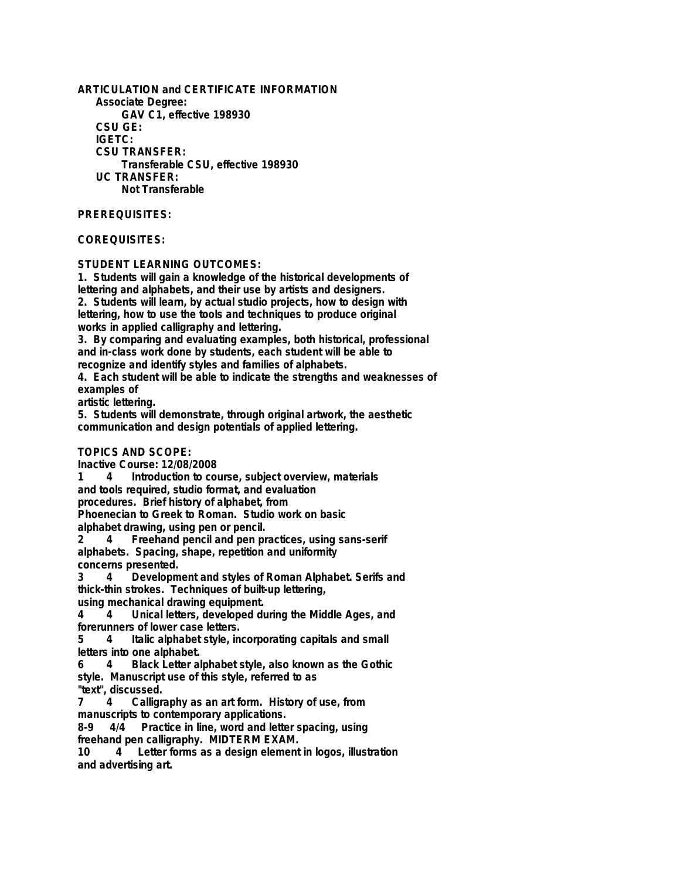**ARTICULATION and CERTIFICATE INFORMATION**

- **Associate Degree:**
  - **GAV C1, effective 198930**
- **CSU GE:**
- **IGETC:**
- **CSU TRANSFER:**
  - **Transferable CSU, effective 198930**
- **UC TRANSFER:**
  - **Not Transferable**

**PREREQUISITES:**

**COREQUISITES:**

**STUDENT LEARNING OUTCOMES:**

1. Students will gain a knowledge of the historical developments of lettering and alphabets, and their use by artists and designers.
2. Students will learn, by actual studio projects, how to design with lettering, how to use the tools and techniques to produce original works in applied calligraphy and lettering.
3. By comparing and evaluating examples, both historical, professional and in-class work done by students, each student will be able to recognize and identify styles and families of alphabets.
4. Each student will be able to indicate the strengths and weaknesses of examples of artistic lettering.
5. Students will demonstrate, through original artwork, the aesthetic communication and design potentials of applied lettering.

**TOPICS AND SCOPE:**

**Inactive Course: 12/08/2008**

1 4 Introduction to course, subject overview, materials and tools required, studio format, and evaluation procedures. Brief history of alphabet, from Phoenecian to Greek to Roman. Studio work on basic alphabet drawing, using pen or pencil.

2 4 Freehand pencil and pen practices, using sans-serif alphabets. Spacing, shape, repetition and uniformity concerns presented.

3 4 Development and styles of Roman Alphabet. Serifs and thick-thin strokes. Techniques of built-up lettering, using mechanical drawing equipment.

4 4 Unical letters, developed during the Middle Ages, and forerunners of lower case letters.

5 4 Italic alphabet style, incorporating capitals and small letters into one alphabet.

6 4 Black Letter alphabet style, also known as the Gothic style. Manuscript use of this style, referred to as "text", discussed.

7 4 Calligraphy as an art form. History of use, from manuscripts to contemporary applications.

8-9 4/4 Practice in line, word and letter spacing, using freehand pen calligraphy. MIDTERM EXAM.

10 4 Letter forms as a design element in logos, illustration and advertising art.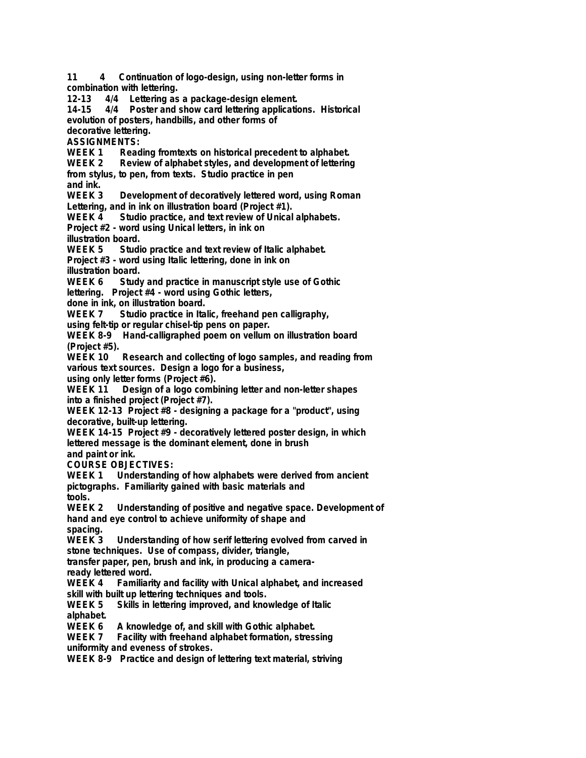11 4 Continuation of logo-design, using non-letter forms in combination with lettering.
12-13 4/4 Lettering as a package-design element.
14-15 4/4 Poster and show card lettering applications. Historical evolution of posters, handbills, and other forms of decorative lettering.

**ASSIGNMENTS:**

**WEEK 1** Reading fromtexts on historical precedent to alphabet.
**WEEK 2** Review of alphabet styles, and development of lettering from stylus, to pen, from texts. Studio practice in pen and ink.
**WEEK 3** Development of decoratively lettered word, using Roman Lettering, and in ink on illustration board (Project #1).
**WEEK 4** Studio practice, and text review of Unical alphabets. Project #2 - word using Unical letters, in ink on illustration board.
**WEEK 5** Studio practice and text review of Italic alphabet. Project #3 - word using Italic lettering, done in ink on illustration board.
**WEEK 6** Study and practice in manuscript style use of Gothic lettering. Project #4 - word using Gothic letters, done in ink, on illustration board.
**WEEK 7** Studio practice in Italic, freehand pen calligraphy, using felt-tip or regular chisel-tip pens on paper.
**WEEK 8-9** Hand-calligraphed poem on vellum on illustration board (Project #5).
**WEEK 10** Research and collecting of logo samples, and reading from various text sources. Design a logo for a business, using only letter forms (Project #6).
**WEEK 11** Design of a logo combining letter and non-letter shapes into a finished project (Project #7).
**WEEK 12-13** Project #8 - designing a package for a "product", using decorative, built-up lettering.
**WEEK 14-15** Project #9 - decoratively lettered poster design, in which lettered message is the dominant element, done in brush and paint or ink.

**COURSE OBJECTIVES:**

**WEEK 1** Understanding of how alphabets were derived from ancient pictographs. Familiarity gained with basic materials and tools.
**WEEK 2** Understanding of positive and negative space. Development of hand and eye control to achieve uniformity of shape and spacing.
**WEEK 3** Understanding of how serif lettering evolved from carved in stone techniques. Use of compass, divider, triangle, transfer paper, pen, brush and ink, in producing a camera-ready lettered word.
**WEEK 4** Familiarity and facility with Unical alphabet, and increased skill with built up lettering techniques and tools.
**WEEK 5** Skills in lettering improved, and knowledge of Italic alphabet.
**WEEK 6** A knowledge of, and skill with Gothic alphabet.
**WEEK 7** Facility with freehand alphabet formation, stressing uniformity and eveness of strokes.
**WEEK 8-9** Practice and design of lettering text material, striving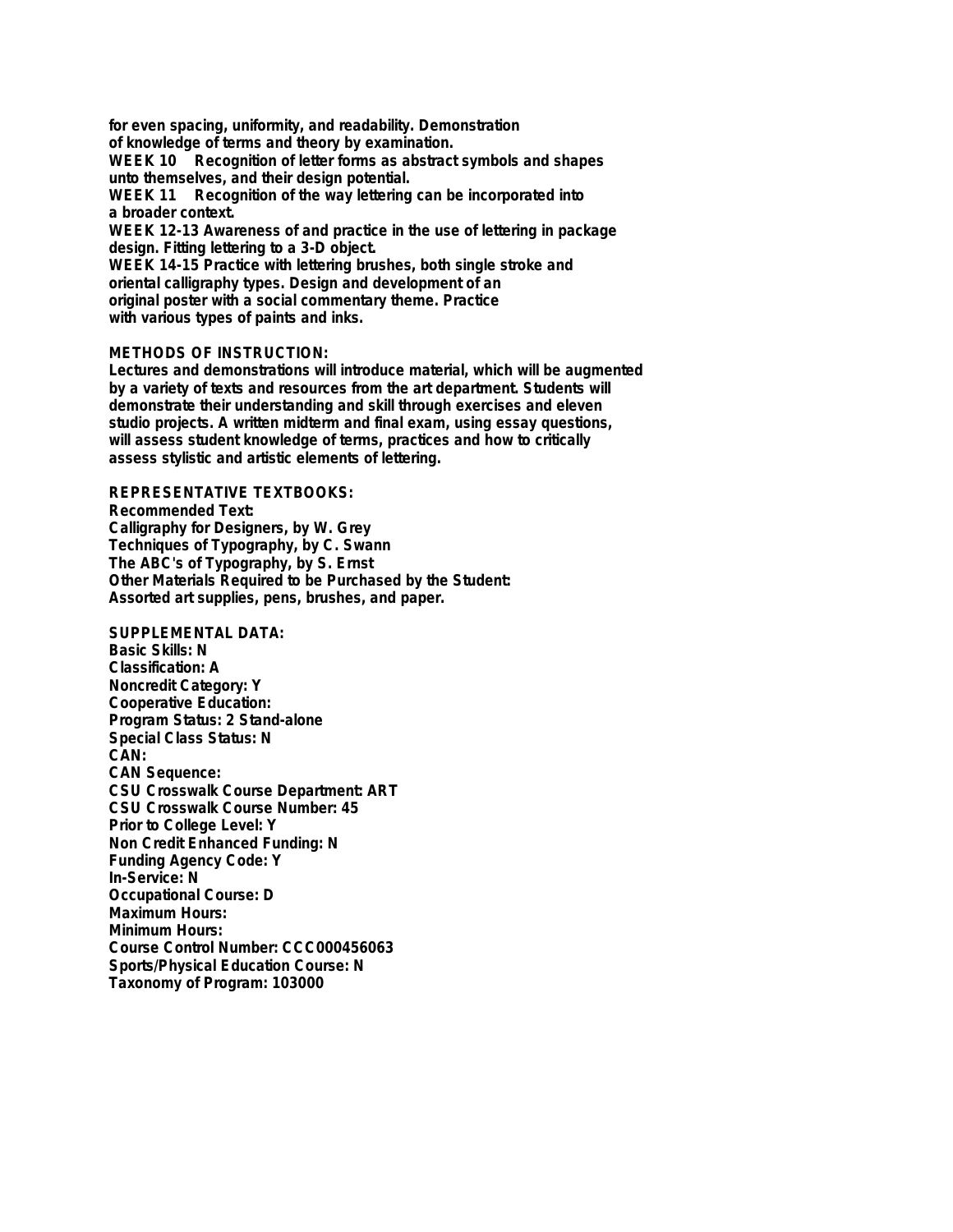for even spacing, uniformity, and readability. Demonstration of knowledge of terms and theory by examination.

WEEK 10 Recognition of letter forms as abstract symbols and shapes unto themselves, and their design potential.

WEEK 11 Recognition of the way lettering can be incorporated into a broader context.

WEEK 12-13 Awareness of and practice in the use of lettering in package design. Fitting lettering to a 3-D object.

WEEK 14-15 Practice with lettering brushes, both single stroke and oriental calligraphy types. Design and development of an original poster with a social commentary theme. Practice with various types of paints and inks.

## METHODS OF INSTRUCTION:

Lectures and demonstrations will introduce material, which will be augmented by a variety of texts and resources from the art department. Students will demonstrate their understanding and skill through exercises and eleven studio projects. A written midterm and final exam, using essay questions, will assess student knowledge of terms, practices and how to critically assess stylistic and artistic elements of lettering.

## REPRESENTATIVE TEXTBOOKS:

Recommended Text:
Calligraphy for Designers, by W. Grey
Techniques of Typography, by C. Swann
The ABC's of Typography, by S. Ernst
Other Materials Required to be Purchased by the Student:
Assorted art supplies, pens, brushes, and paper.

## SUPPLEMENTAL DATA:

Basic Skills: N
Classification: A
Noncredit Category: Y
Cooperative Education:
Program Status: 2 Stand-alone
Special Class Status: N
CAN:
CAN Sequence:
CSU Crosswalk Course Department: ART
CSU Crosswalk Course Number: 45
Prior to College Level: Y
Non Credit Enhanced Funding: N
Funding Agency Code: Y
In-Service: N
Occupational Course: D
Maximum Hours:
Minimum Hours:
Course Control Number: CCC000456063
Sports/Physical Education Course: N
Taxonomy of Program: 103000